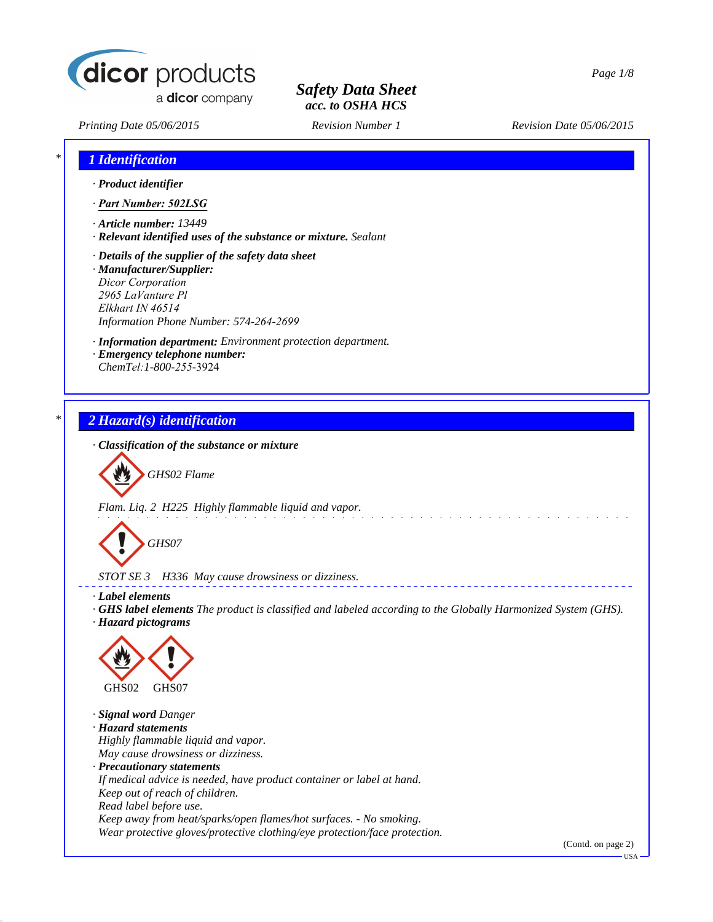dicor products
a dicor company

# Safety Data Sheet
acc. to OSHA HCS

Printing Date 05/06/2015 | Revision Number 1 | Revision Date 05/06/2015

## 1 Identification

· **Product identifier**

· **Part Number: 502LSG**

· **Article number:** 13449
· **Relevant identified uses of the substance or mixture.** Sealant

· **Details of the supplier of the safety data sheet**
· **Manufacturer/Supplier:**
Dicor Corporation
2965 LaVanture Pl
Elkhart IN 46514
Information Phone Number: 574-264-2699

· **Information department:** Environment protection department.
· **Emergency telephone number:**
ChemTel:1-800-255-3924

## 2 Hazard(s) identification

· **Classification of the substance or mixture**

GHS02 Flame

Flam. Liq. 2 H225 Highly flammable liquid and vapor.

GHS07

STOT SE 3 H336 May cause drowsiness or dizziness.

· **Label elements**
· **GHS label elements** The product is classified and labeled according to the Globally Harmonized System (GHS).
· **Hazard pictograms**

GHS02 GHS07

· **Signal word** Danger
· **Hazard statements**
Highly flammable liquid and vapor.
May cause drowsiness or dizziness.
· **Precautionary statements**
If medical advice is needed, have product container or label at hand.
Keep out of reach of children.
Read label before use.
Keep away from heat/sparks/open flames/hot surfaces. - No smoking.
Wear protective gloves/protective clothing/eye protection/face protection.

(Contd. on page 2)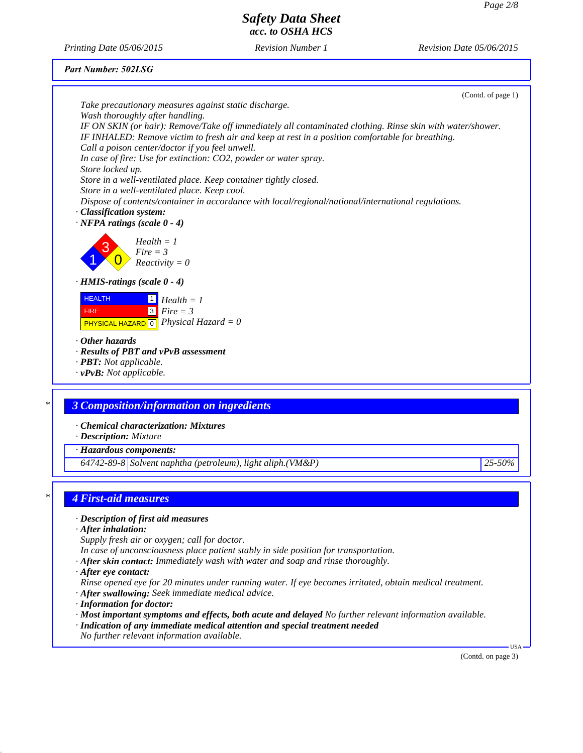*Safety Data Sheet*
*acc. to OSHA HCS*

Printing Date 05/06/2015 | Revision Number 1 | Revision Date 05/06/2015

**Part Number: 502LSG**

(Contd. of page 1)

Take precautionary measures against static discharge.
Wash thoroughly after handling.
IF ON SKIN (or hair): Remove/Take off immediately all contaminated clothing. Rinse skin with water/shower.
IF INHALED: Remove victim to fresh air and keep at rest in a position comfortable for breathing.
Call a poison center/doctor if you feel unwell.
In case of fire: Use for extinction: CO2, powder or water spray.
Store locked up.
Store in a well-ventilated place. Keep container tightly closed.
Store in a well-ventilated place. Keep cool.
Dispose of contents/container in accordance with local/regional/national/international regulations.

· **Classification system:**
· **NFPA ratings (scale 0 - 4)**

Health = 1
Fire = 3
Reactivity = 0

· **HMIS-ratings (scale 0 - 4)**

| | | |
|---|---|---|
| HEALTH | 1 | Health = 1 |
| FIRE | 3 | Fire = 3 |
| PHYSICAL HAZARD | 0 | Physical Hazard = 0 |

· **Other hazards**
· **Results of PBT and vPvB assessment**
· **PBT:** Not applicable.
· **vPvB:** Not applicable.

## 3 Composition/information on ingredients

· **Chemical characterization: Mixtures**
· **Description:** Mixture

· **Hazardous components:**

| | | |
|---|---|---|
| 64742-89-8 | Solvent naphtha (petroleum), light aliph.(VM&P) | 25-50% |

## 4 First-aid measures

· **Description of first aid measures**
· **After inhalation:**
Supply fresh air or oxygen; call for doctor.
In case of unconsciousness place patient stably in side position for transportation.
· **After skin contact:** Immediately wash with water and soap and rinse thoroughly.
· **After eye contact:**
Rinse opened eye for 20 minutes under running water. If eye becomes irritated, obtain medical treatment.
· **After swallowing:** Seek immediate medical advice.
· **Information for doctor:**
· **Most important symptoms and effects, both acute and delayed** No further relevant information available.
· **Indication of any immediate medical attention and special treatment needed**
No further relevant information available.

(Contd. on page 3)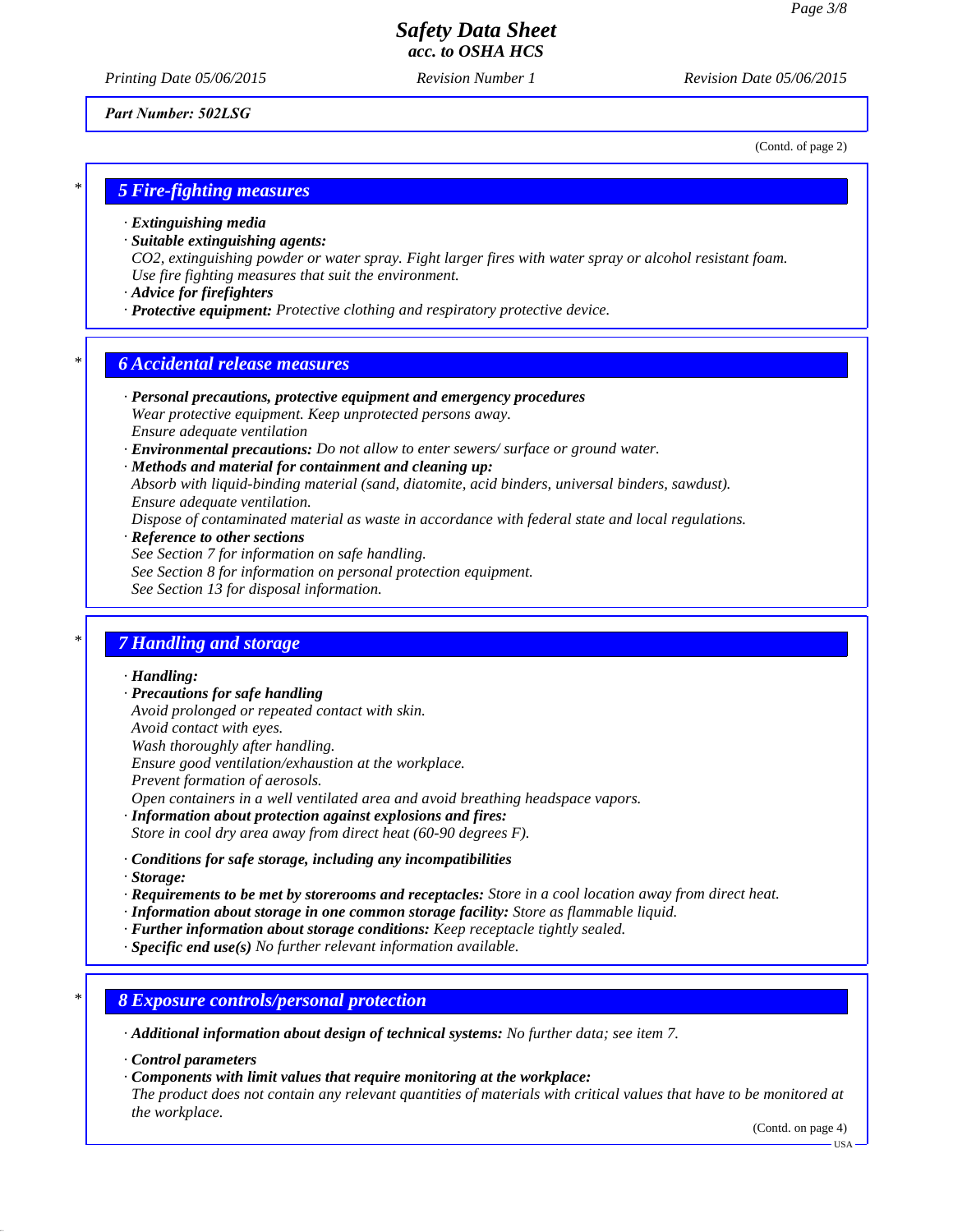Part Number: 502LSG

(Contd. of page 2)

## 5 Fire-fighting measures

· **Extinguishing media**
· **Suitable extinguishing agents:**
CO2, extinguishing powder or water spray. Fight larger fires with water spray or alcohol resistant foam.
Use fire fighting measures that suit the environment.
· **Advice for firefighters**
· **Protective equipment:** Protective clothing and respiratory protective device.

## 6 Accidental release measures

· **Personal precautions, protective equipment and emergency procedures**
Wear protective equipment. Keep unprotected persons away.
Ensure adequate ventilation
· **Environmental precautions:** Do not allow to enter sewers/ surface or ground water.
· **Methods and material for containment and cleaning up:**
Absorb with liquid-binding material (sand, diatomite, acid binders, universal binders, sawdust).
Ensure adequate ventilation.
Dispose of contaminated material as waste in accordance with federal state and local regulations.
· **Reference to other sections**
See Section 7 for information on safe handling.
See Section 8 for information on personal protection equipment.
See Section 13 for disposal information.

## 7 Handling and storage

· **Handling:**
· **Precautions for safe handling**
Avoid prolonged or repeated contact with skin.
Avoid contact with eyes.
Wash thoroughly after handling.
Ensure good ventilation/exhaustion at the workplace.
Prevent formation of aerosols.
Open containers in a well ventilated area and avoid breathing headspace vapors.
· **Information about protection against explosions and fires:**
Store in cool dry area away from direct heat (60-90 degrees F).

· **Conditions for safe storage, including any incompatibilities**
· **Storage:**
· **Requirements to be met by storerooms and receptacles:** Store in a cool location away from direct heat.
· **Information about storage in one common storage facility:** Store as flammable liquid.
· **Further information about storage conditions:** Keep receptacle tightly sealed.
· **Specific end use(s)** No further relevant information available.

## 8 Exposure controls/personal protection

· **Additional information about design of technical systems:** No further data; see item 7.

· **Control parameters**
· **Components with limit values that require monitoring at the workplace:**
The product does not contain any relevant quantities of materials with critical values that have to be monitored at the workplace.

(Contd. on page 4)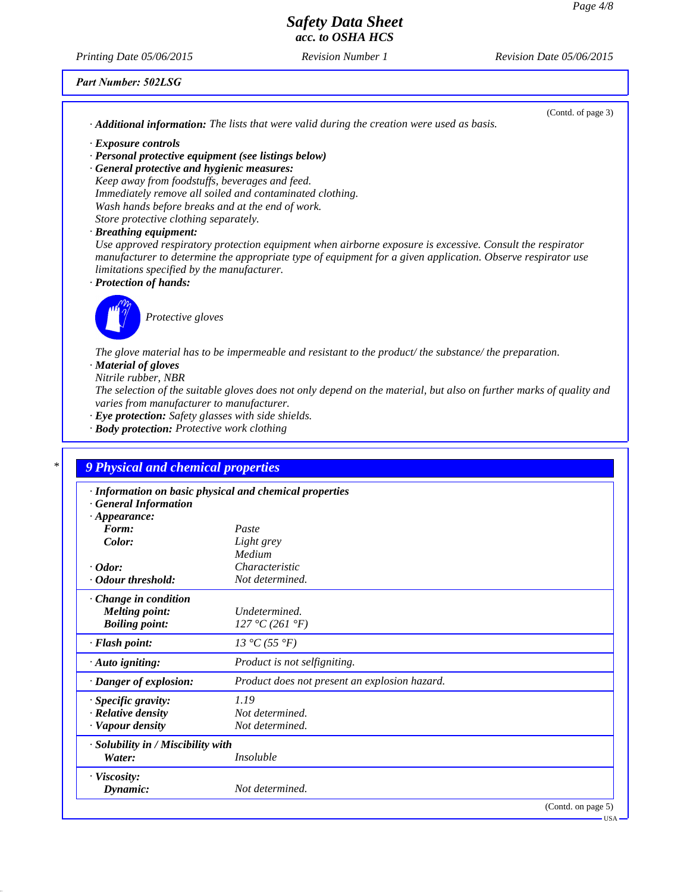Part Number: 502LSG

(Contd. of page 3)

· **Additional information:** The lists that were valid during the creation were used as basis.

· **Exposure controls**
· **Personal protective equipment (see listings below)**
· **General protective and hygienic measures:**
Keep away from foodstuffs, beverages and feed.
Immediately remove all soiled and contaminated clothing.
Wash hands before breaks and at the end of work.
Store protective clothing separately.
· **Breathing equipment:**
Use approved respiratory protection equipment when airborne exposure is excessive. Consult the respirator manufacturer to determine the appropriate type of equipment for a given application. Observe respirator use limitations specified by the manufacturer.
· **Protection of hands:**

Protective gloves

The glove material has to be impermeable and resistant to the product/ the substance/ the preparation.
· **Material of gloves**
Nitrile rubber, NBR
The selection of the suitable gloves does not only depend on the material, but also on further marks of quality and varies from manufacturer to manufacturer.
· **Eye protection:** Safety glasses with side shields.
· **Body protection:** Protective work clothing

## 9 Physical and chemical properties

· **Information on basic physical and chemical properties**
· **General Information**

| | |
|---|---|
| · **Appearance:** | |
| **Form:** | Paste |
| **Color:** | Light grey<br>Medium |
| · **Odor:** | Characteristic |
| · **Odour threshold:** | Not determined. |
| · **Change in condition** | |
| **Melting point:** | Undetermined. |
| **Boiling point:** | 127 °C (261 °F) |
| · **Flash point:** | 13 °C (55 °F) |
| · **Auto igniting:** | Product is not selfigniting. |
| · **Danger of explosion:** | Product does not present an explosion hazard. |
| · **Specific gravity:** | 1.19 |
| · **Relative density** | Not determined. |
| · **Vapour density** | Not determined. |
| · **Solubility in / Miscibility with** | |
| **Water:** | Insoluble |
| · **Viscosity:** | |
| **Dynamic:** | Not determined. |

(Contd. on page 5)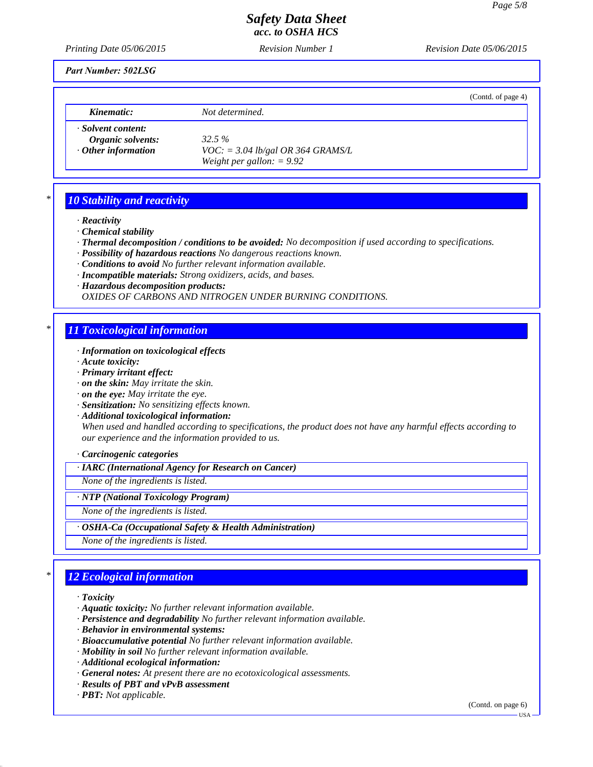*Part Number: 502LSG*

(Contd. of page 4)

| | |
|---|---|
| ***Kinematic:*** | *Not determined.* |
| *· **Solvent content:*** | |
| ***Organic solvents:*** | *32.5 %* |
| *· **Other information*** | *VOC: = 3.04 lb/gal OR 364 GRAMS/L* |
| | *Weight per gallon: = 9.92* |

## * 10 Stability and reactivity

- ***Reactivity***
- ***Chemical stability***
- ***Thermal decomposition / conditions to be avoided:*** *No decomposition if used according to specifications.*
- ***Possibility of hazardous reactions*** *No dangerous reactions known.*
- ***Conditions to avoid*** *No further relevant information available.*
- ***Incompatible materials:*** *Strong oxidizers, acids, and bases.*
- ***Hazardous decomposition products:***
  *OXIDES OF CARBONS AND NITROGEN UNDER BURNING CONDITIONS.*

## * 11 Toxicological information

- ***Information on toxicological effects***
- ***Acute toxicity:***
- ***Primary irritant effect:***
- ***on the skin:*** *May irritate the skin.*
- ***on the eye:*** *May irritate the eye.*
- ***Sensitization:*** *No sensitizing effects known.*
- ***Additional toxicological information:***
  *When used and handled according to specifications, the product does not have any harmful effects according to our experience and the information provided to us.*

- ***Carcinogenic categories***

| *· **IARC (International Agency for Research on Cancer)*** |
|---|
| *None of the ingredients is listed.* |

| *· **NTP (National Toxicology Program)*** |
|---|
| *None of the ingredients is listed.* |

| *· **OSHA-Ca (Occupational Safety & Health Administration)*** |
|---|
| *None of the ingredients is listed.* |

## * 12 Ecological information

- ***Toxicity***
- ***Aquatic toxicity:*** *No further relevant information available.*
- ***Persistence and degradability*** *No further relevant information available.*
- ***Behavior in environmental systems:***
- ***Bioaccumulative potential*** *No further relevant information available.*
- ***Mobility in soil*** *No further relevant information available.*
- ***Additional ecological information:***
- ***General notes:*** *At present there are no ecotoxicological assessments.*
- ***Results of PBT and vPvB assessment***
- ***PBT:*** *Not applicable.*

(Contd. on page 6)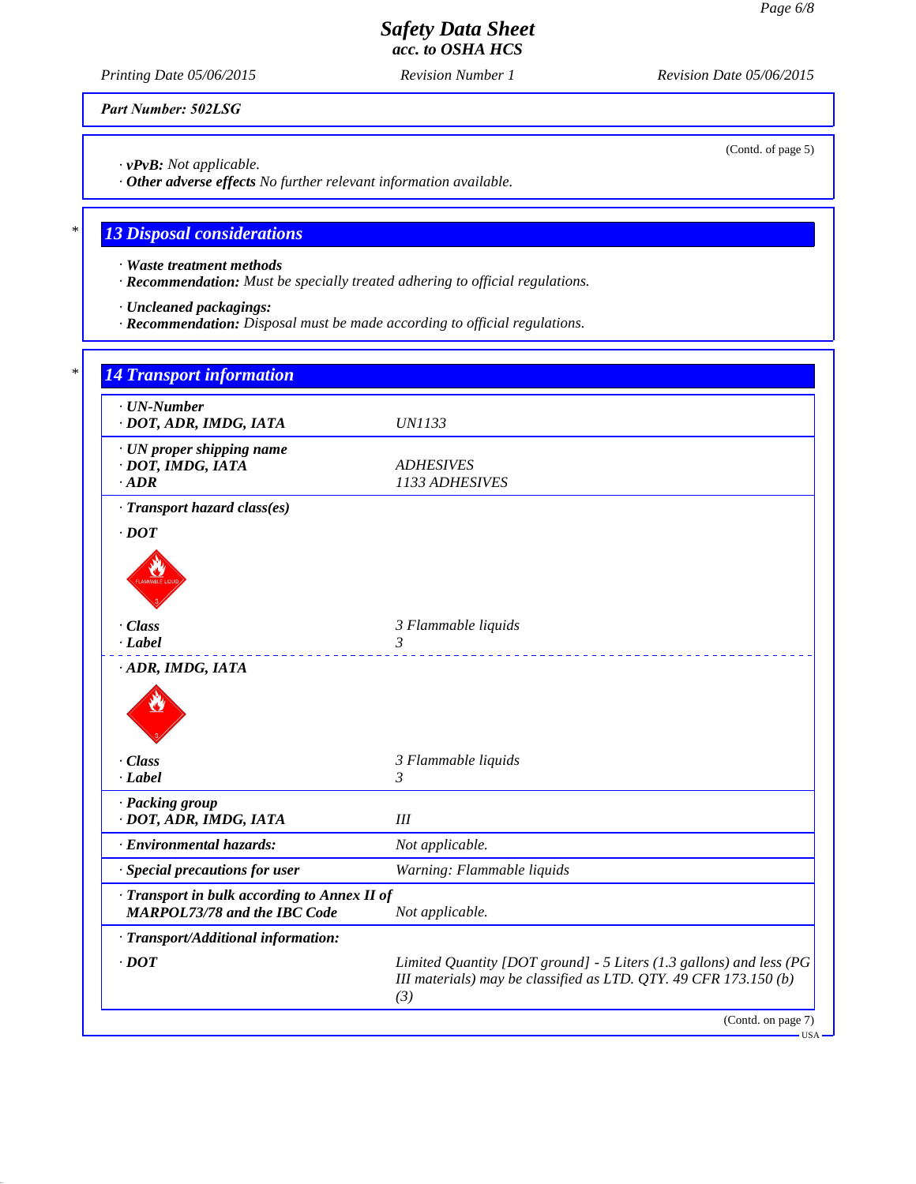Part Number: 502LSG

(Contd. of page 5)

· **vPvB:** Not applicable.
· **Other adverse effects** No further relevant information available.

## 13 Disposal considerations

· **Waste treatment methods**
· **Recommendation:** Must be specially treated adhering to official regulations.

· **Uncleaned packagings:**
· **Recommendation:** Disposal must be made according to official regulations.

## 14 Transport information

| | |
|---|---|
| · **UN-Number** | |
| · **DOT, ADR, IMDG, IATA** | UN1133 |
| · **UN proper shipping name** | |
| · **DOT, IMDG, IATA** | ADHESIVES |
| · **ADR** | 1133 ADHESIVES |
| · **Transport hazard class(es)** | |
| · **DOT** | |
| · **Class** | 3 Flammable liquids |
| · **Label** | 3 |
| · **ADR, IMDG, IATA** | |
| · **Class** | 3 Flammable liquids |
| · **Label** | 3 |
| · **Packing group** | |
| · **DOT, ADR, IMDG, IATA** | III |
| · **Environmental hazards:** | Not applicable. |
| · **Special precautions for user** | Warning: Flammable liquids |
| · **Transport in bulk according to Annex II of MARPOL73/78 and the IBC Code** | Not applicable. |
| · **Transport/Additional information:** | |
| · **DOT** | Limited Quantity [DOT ground] - 5 Liters (1.3 gallons) and less (PG III materials) may be classified as LTD. QTY. 49 CFR 173.150 (b) (3) |

(Contd. on page 7)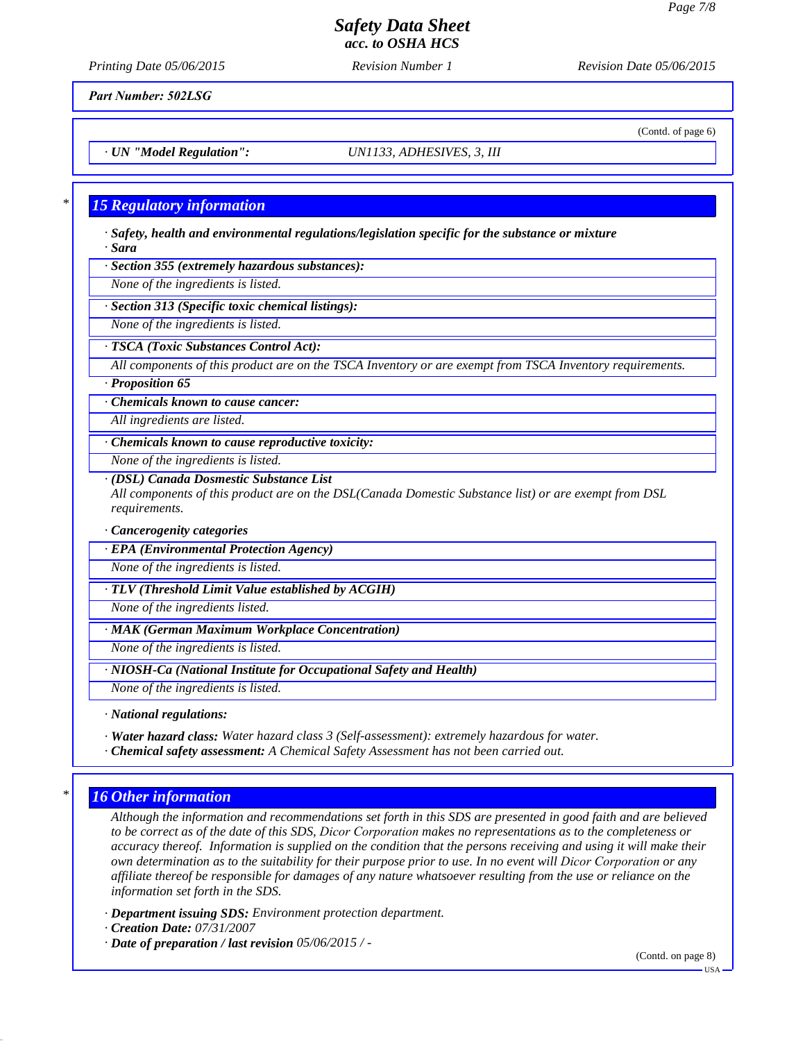Part Number: 502LSG

(Contd. of page 6)

· **UN "Model Regulation":** UN1133, ADHESIVES, 3, III

## 15 Regulatory information

· **Safety, health and environmental regulations/legislation specific for the substance or mixture**
· **Sara**

· **Section 355 (extremely hazardous substances):**
None of the ingredients is listed.

· **Section 313 (Specific toxic chemical listings):**
None of the ingredients is listed.

· **TSCA (Toxic Substances Control Act):**
All components of this product are on the TSCA Inventory or are exempt from TSCA Inventory requirements.

· **Proposition 65**

· **Chemicals known to cause cancer:**
All ingredients are listed.

· **Chemicals known to cause reproductive toxicity:**
None of the ingredients is listed.

· **(DSL) Canada Dosmestic Substance List**
All components of this product are on the DSL(Canada Domestic Substance list) or are exempt from DSL requirements.

· **Cancerogenity categories**

· **EPA (Environmental Protection Agency)**
None of the ingredients is listed.

· **TLV (Threshold Limit Value established by ACGIH)**
None of the ingredients listed.

· **MAK (German Maximum Workplace Concentration)**
None of the ingredients is listed.

· **NIOSH-Ca (National Institute for Occupational Safety and Health)**
None of the ingredients is listed.

· **National regulations:**

· **Water hazard class:** Water hazard class 3 (Self-assessment): extremely hazardous for water.
· **Chemical safety assessment:** A Chemical Safety Assessment has not been carried out.

## 16 Other information

Although the information and recommendations set forth in this SDS are presented in good faith and are believed to be correct as of the date of this SDS, Dicor Corporation makes no representations as to the completeness or accuracy thereof. Information is supplied on the condition that the persons receiving and using it will make their own determination as to the suitability for their purpose prior to use. In no event will Dicor Corporation or any affiliate thereof be responsible for damages of any nature whatsoever resulting from the use or reliance on the information set forth in the SDS.

· **Department issuing SDS:** Environment protection department.
· **Creation Date:** 07/31/2007
· **Date of preparation / last revision** 05/06/2015 / -

(Contd. on page 8)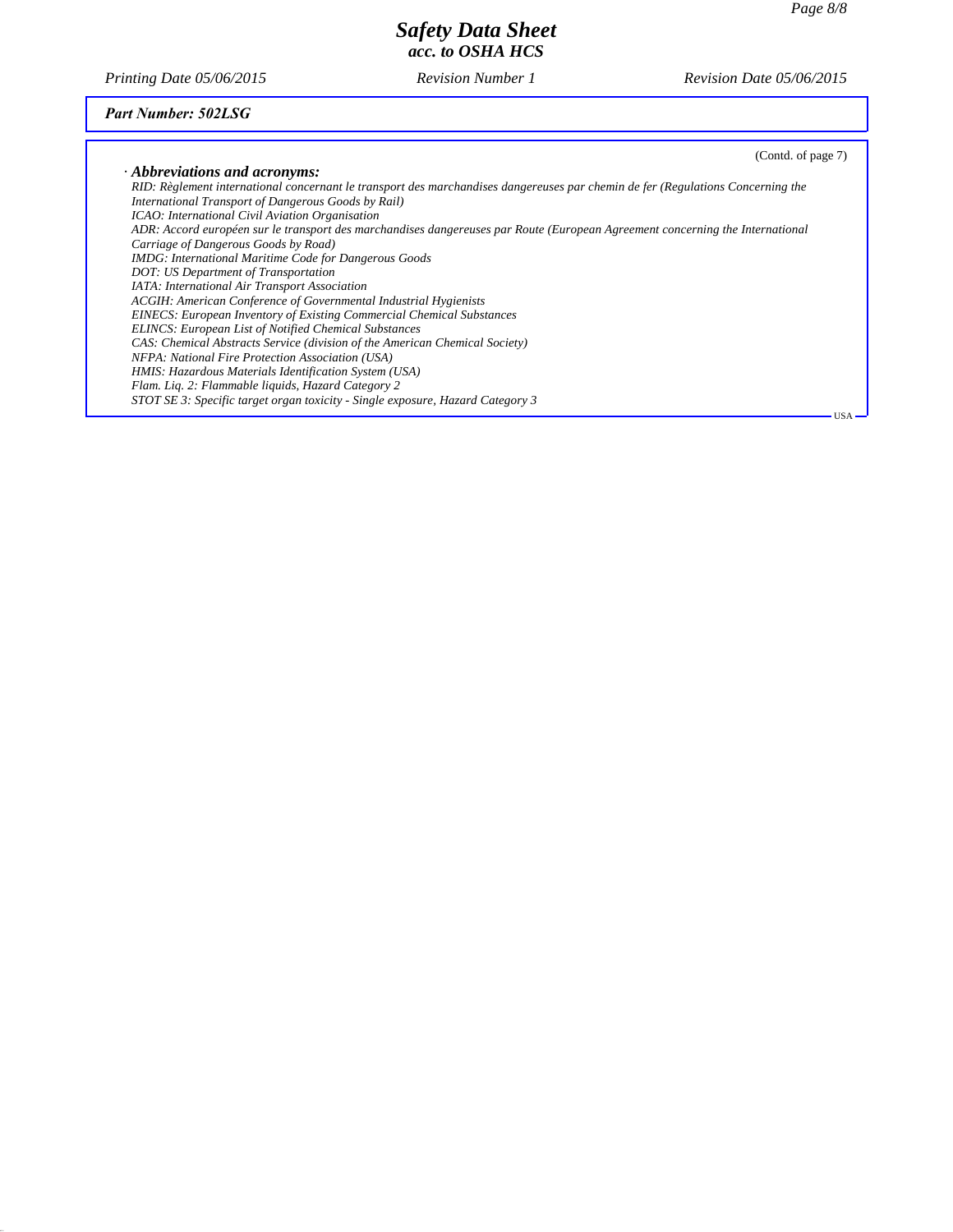Part Number: 502LSG

(Contd. of page 7)

### · Abbreviations and acronyms:

*RID: Règlement international concernant le transport des marchandises dangereuses par chemin de fer (Regulations Concerning the International Transport of Dangerous Goods by Rail)*
*ICAO: International Civil Aviation Organisation*
*ADR: Accord européen sur le transport des marchandises dangereuses par Route (European Agreement concerning the International Carriage of Dangerous Goods by Road)*
*IMDG: International Maritime Code for Dangerous Goods*
*DOT: US Department of Transportation*
*IATA: International Air Transport Association*
*ACGIH: American Conference of Governmental Industrial Hygienists*
*EINECS: European Inventory of Existing Commercial Chemical Substances*
*ELINCS: European List of Notified Chemical Substances*
*CAS: Chemical Abstracts Service (division of the American Chemical Society)*
*NFPA: National Fire Protection Association (USA)*
*HMIS: Hazardous Materials Identification System (USA)*
*Flam. Liq. 2: Flammable liquids, Hazard Category 2*
*STOT SE 3: Specific target organ toxicity - Single exposure, Hazard Category 3*